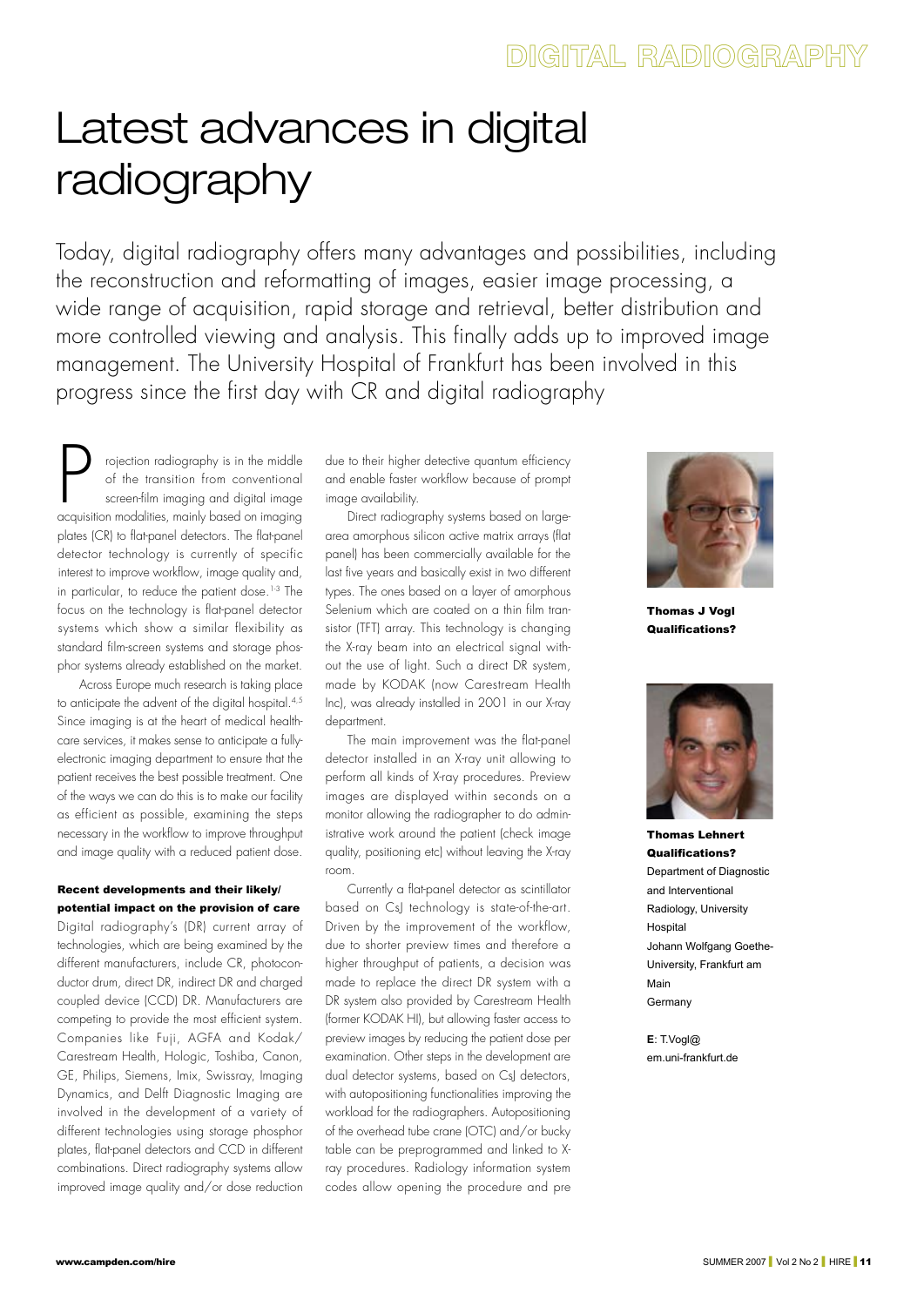# Latest advances in digital radiography

Today, digital radiography offers many advantages and possibilities, including the reconstruction and reformatting of images, easier image processing, a wide range of acquisition, rapid storage and retrieval, better distribution and more controlled viewing and analysis. This finally adds up to improved image management. The University Hospital of Frankfurt has been involved in this progress since the first day with CR and digital radiography

**Thomas J Vogl**
**Qualifications?**

**Thomas Lehnert**
**Qualifications?**
Department of Diagnostic and Interventional Radiology, University Hospital
Johann Wolfgang Goethe-University, Frankfurt am Main
Germany

**E**: T.Vogl@em.uni-frankfurt.de

Projection radiography is in the middle of the transition from conventional screen-film imaging and digital image acquisition modalities, mainly based on imaging plates (CR) to flat-panel detectors. The flat-panel detector technology is currently of specific interest to improve workflow, image quality and, in particular, to reduce the patient dose.[1-3] The focus on the technology is flat-panel detector systems which show a similar flexibility as standard film-screen systems and storage phosphor systems already established on the market.

Across Europe much research is taking place to anticipate the advent of the digital hospital.[4,5] Since imaging is at the heart of medical health-care services, it makes sense to anticipate a fully-electronic imaging department to ensure that the patient receives the best possible treatment. One of the ways we can do this is to make our facility as efficient as possible, examining the steps necessary in the workflow to improve throughput and image quality with a reduced patient dose.

### Recent developments and their likely/potential impact on the provision of care

Digital radiography's (DR) current array of technologies, which are being examined by the different manufacturers, include CR, photoconductor drum, direct DR, indirect DR and charged coupled device (CCD) DR. Manufacturers are competing to provide the most efficient system. Companies like Fuji, AGFA and Kodak/Carestream Health, Hologic, Toshiba, Canon, GE, Philips, Siemens, Imix, Swissray, Imaging Dynamics, and Delft Diagnostic Imaging are involved in the development of a variety of different technologies using storage phosphor plates, flat-panel detectors and CCD in different combinations. Direct radiography systems allow improved image quality and/or dose reduction due to their higher detective quantum efficiency and enable faster workflow because of prompt image availability.

Direct radiography systems based on large-area amorphous silicon active matrix arrays (flat panel) has been commercially available for the last five years and basically exist in two different types. The ones based on a layer of amorphous Selenium which are coated on a thin film transistor (TFT) array. This technology is changing the X-ray beam into an electrical signal without the use of light. Such a direct DR system, made by KODAK (now Carestream Health Inc), was already installed in 2001 in our X-ray department.

The main improvement was the flat-panel detector installed in an X-ray unit allowing to perform all kinds of X-ray procedures. Preview images are displayed within seconds on a monitor allowing the radiographer to do administrative work around the patient (check image quality, positioning etc) without leaving the X-ray room.

Currently a flat-panel detector as scintillator based on CsJ technology is state-of-the-art. Driven by the improvement of the workflow, due to shorter preview times and therefore a higher throughput of patients, a decision was made to replace the direct DR system with a DR system also provided by Carestream Health (former KODAK HI), but allowing faster access to preview images by reducing the patient dose per examination. Other steps in the development are dual detector systems, based on CsJ detectors, with autopositioning functionalities improving the workload for the radiographers. Autopositioning of the overhead tube crane (OTC) and/or bucky table can be preprogrammed and linked to X-ray procedures. Radiology information system codes allow opening the procedure and pre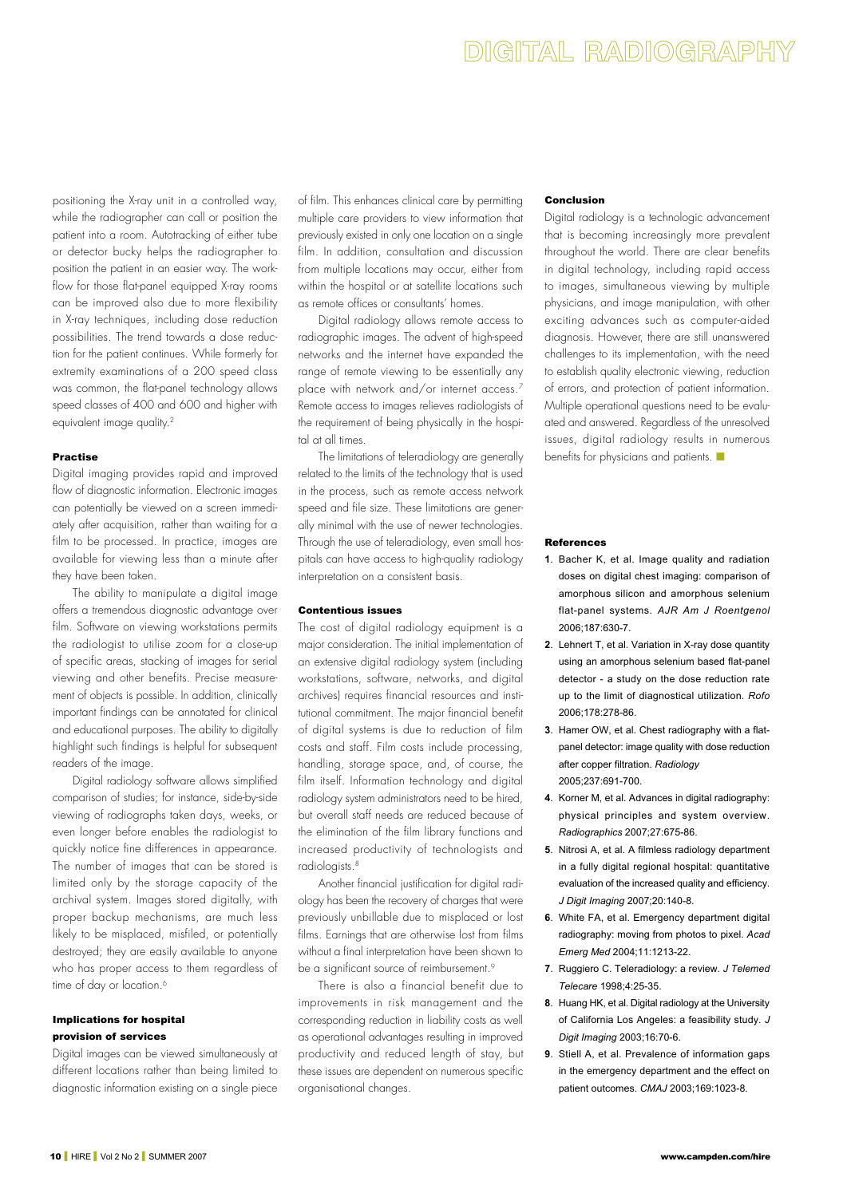positioning the X-ray unit in a controlled way, while the radiographer can call or position the patient into a room. Autotracking of either tube or detector bucky helps the radiographer to position the patient in an easier way. The workflow for those flat-panel equipped X-ray rooms can be improved also due to more flexibility in X-ray techniques, including dose reduction possibilities. The trend towards a dose reduction for the patient continues. While formerly for extremity examinations of a 200 speed class was common, the flat-panel technology allows speed classes of 400 and 600 and higher with equivalent image quality.[2]

#### Practise

Digital imaging provides rapid and improved flow of diagnostic information. Electronic images can potentially be viewed on a screen immediately after acquisition, rather than waiting for a film to be processed. In practice, images are available for viewing less than a minute after they have been taken.

The ability to manipulate a digital image offers a tremendous diagnostic advantage over film. Software on viewing workstations permits the radiologist to utilise zoom for a close-up of specific areas, stacking of images for serial viewing and other benefits. Precise measurement of objects is possible. In addition, clinically important findings can be annotated for clinical and educational purposes. The ability to digitally highlight such findings is helpful for subsequent readers of the image.

Digital radiology software allows simplified comparison of studies; for instance, side-by-side viewing of radiographs taken days, weeks, or even longer before enables the radiologist to quickly notice fine differences in appearance. The number of images that can be stored is limited only by the storage capacity of the archival system. Images stored digitally, with proper backup mechanisms, are much less likely to be misplaced, misfiled, or potentially destroyed; they are easily available to anyone who has proper access to them regardless of time of day or location.[6]

#### Implications for hospital provision of services

Digital images can be viewed simultaneously at different locations rather than being limited to diagnostic information existing on a single piece of film. This enhances clinical care by permitting multiple care providers to view information that previously existed in only one location on a single film. In addition, consultation and discussion from multiple locations may occur, either from within the hospital or at satellite locations such as remote offices or consultants' homes.

Digital radiology allows remote access to radiographic images. The advent of high-speed networks and the internet have expanded the range of remote viewing to be essentially any place with network and/or internet access.[7] Remote access to images relieves radiologists of the requirement of being physically in the hospital at all times.

The limitations of teleradiology are generally related to the limits of the technology that is used in the process, such as remote access network speed and file size. These limitations are generally minimal with the use of newer technologies. Through the use of teleradiology, even small hospitals can have access to high-quality radiology interpretation on a consistent basis.

#### Contentious issues

The cost of digital radiology equipment is a major consideration. The initial implementation of an extensive digital radiology system (including workstations, software, networks, and digital archives) requires financial resources and institutional commitment. The major financial benefit of digital systems is due to reduction of film costs and staff. Film costs include processing, handling, storage space, and, of course, the film itself. Information technology and digital radiology system administrators need to be hired, but overall staff needs are reduced because of the elimination of the film library functions and increased productivity of technologists and radiologists.[8]

Another financial justification for digital radiology has been the recovery of charges that were previously unbillable due to misplaced or lost films. Earnings that are otherwise lost from films without a final interpretation have been shown to be a significant source of reimbursement.[9]

There is also a financial benefit due to improvements in risk management and the corresponding reduction in liability costs as well as operational advantages resulting in improved productivity and reduced length of stay, but these issues are dependent on numerous specific organisational changes.

#### Conclusion

Digital radiology is a technologic advancement that is becoming increasingly more prevalent throughout the world. There are clear benefits in digital technology, including rapid access to images, simultaneous viewing by multiple physicians, and image manipulation, with other exciting advances such as computer-aided diagnosis. However, there are still unanswered challenges to its implementation, with the need to establish quality electronic viewing, reduction of errors, and protection of patient information. Multiple operational questions need to be evaluated and answered. Regardless of the unresolved issues, digital radiology results in numerous benefits for physicians and patients. ■

#### References

1. Bacher K, et al. Image quality and radiation doses on digital chest imaging: comparison of amorphous silicon and amorphous selenium flat-panel systems. *AJR Am J Roentgenol* 2006;187:630-7.
2. Lehnert T, et al. Variation in X-ray dose quantity using an amorphous selenium based flat-panel detector - a study on the dose reduction rate up to the limit of diagnostical utilization. *Rofo* 2006;178:278-86.
3. Hamer OW, et al. Chest radiography with a flat-panel detector: image quality with dose reduction after copper filtration. *Radiology* 2005;237:691-700.
4. Korner M, et al. Advances in digital radiography: physical principles and system overview. *Radiographics* 2007;27:675-86.
5. Nitrosi A, et al. A filmless radiology department in a fully digital regional hospital: quantitative evaluation of the increased quality and efficiency. *J Digit Imaging* 2007;20:140-8.
6. White FA, et al. Emergency department digital radiography: moving from photos to pixel. *Acad Emerg Med* 2004;11:1213-22.
7. Ruggiero C. Teleradiology: a review. *J Telemed Telecare* 1998;4:25-35.
8. Huang HK, et al. Digital radiology at the University of California Los Angeles: a feasibility study. *J Digit Imaging* 2003;16:70-6.
9. Stiell A, et al. Prevalence of information gaps in the emergency department and the effect on patient outcomes. *CMAJ* 2003;169:1023-8.